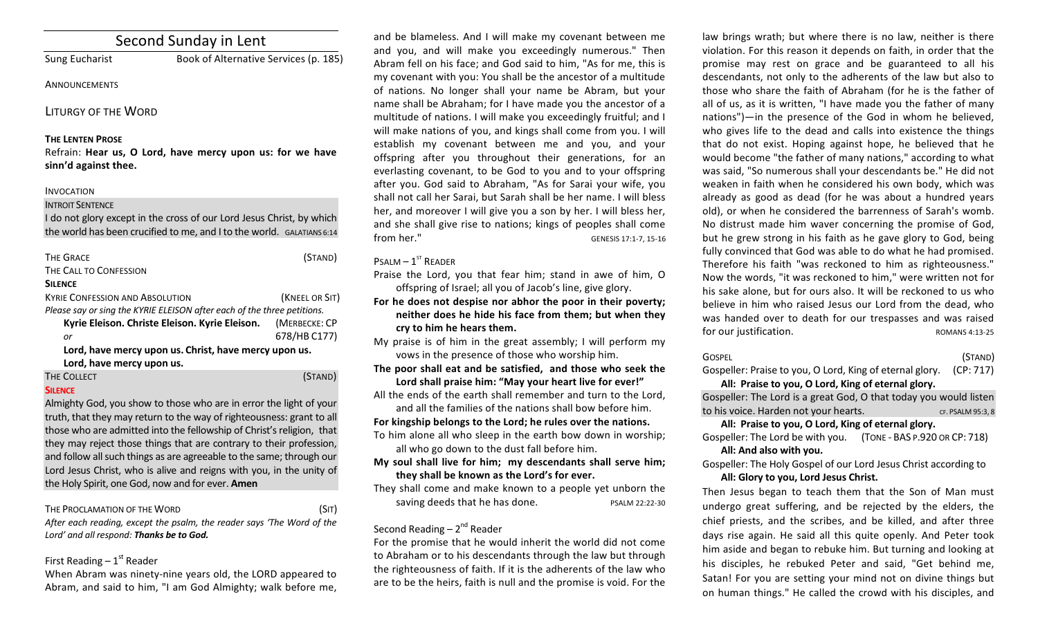# Second Sunday in Lent

Sung Eucharist — Book of Alternative Services (p. 185)

ANNOUNCEMENTS

## LITURGY OF THE WORD

**THE LENTEN PROSE**

Refrain: **Hear us, O Lord, have mercy upon us: for we have sinn'd against thee.**

INVOCATION

INTROIT SENTENCE

I do not glory except in the cross of our Lord Jesus Christ, by which the world has been crucified to me, and I to the world. GALATIANS 6:14

THE GRACE (STAND)

THE CALL TO CONFESSION

**SILENCE**

KYRIE CONFESSION AND ABSOLUTION (KNEEL OR SIT)

*Please say or sing the KYRIE ELEISON after each of the three petitions.*

**Kyrie Eleison. Christe Eleison. Kyrie Eleison.** (MERBECKE: CP 678/HB C177)

*or*

**Lord, have mercy upon us. Christ, have mercy upon us. Lord, have mercy upon us.**

THE COLLECT (STAND)

**SILENCE**

Almighty God, you show to those who are in error the light of your truth, that they may return to the way of righteousness: grant to all those who are admitted into the fellowship of Christ's religion, that they may reject those things that are contrary to their profession, and follow all such things as are agreeable to the same; through our Lord Jesus Christ, who is alive and reigns with you, in the unity of the Holy Spirit, one God, now and for ever. **Amen**

THE PROCLAMATION OF THE WORD (SIT)

*After each reading, except the psalm, the reader says 'The Word of the Lord' and all respond:* ***Thanks be to God.***

First Reading – 1st Reader

When Abram was ninety-nine years old, the LORD appeared to Abram, and said to him, "I am God Almighty; walk before me, and be blameless. And I will make my covenant between me and you, and will make you exceedingly numerous." Then Abram fell on his face; and God said to him, "As for me, this is my covenant with you: You shall be the ancestor of a multitude of nations. No longer shall your name be Abram, but your name shall be Abraham; for I have made you the ancestor of a multitude of nations. I will make you exceedingly fruitful; and I will make nations of you, and kings shall come from you. I will establish my covenant between me and you, and your offspring after you throughout their generations, for an everlasting covenant, to be God to you and to your offspring after you. God said to Abraham, "As for Sarai your wife, you shall not call her Sarai, but Sarah shall be her name. I will bless her, and moreover I will give you a son by her. I will bless her, and she shall give rise to nations; kings of peoples shall come from her." GENESIS 17:1-7, 15-16

PSALM – 1ST READER

Praise the Lord, you that fear him; stand in awe of him, O offspring of Israel; all you of Jacob's line, give glory.

**For he does not despise nor abhor the poor in their poverty; neither does he hide his face from them; but when they cry to him he hears them.**

My praise is of him in the great assembly; I will perform my vows in the presence of those who worship him.

**The poor shall eat and be satisfied, and those who seek the Lord shall praise him: "May your heart live for ever!"**

All the ends of the earth shall remember and turn to the Lord, and all the families of the nations shall bow before him.

**For kingship belongs to the Lord; he rules over the nations.**

To him alone all who sleep in the earth bow down in worship; all who go down to the dust fall before him.

**My soul shall live for him; my descendants shall serve him; they shall be known as the Lord's for ever.**

They shall come and make known to a people yet unborn the saving deeds that he has done. PSALM 22:22-30

Second Reading – 2nd Reader

For the promise that he would inherit the world did not come to Abraham or to his descendants through the law but through the righteousness of faith. If it is the adherents of the law who are to be the heirs, faith is null and the promise is void. For the law brings wrath; but where there is no law, neither is there violation. For this reason it depends on faith, in order that the promise may rest on grace and be guaranteed to all his descendants, not only to the adherents of the law but also to those who share the faith of Abraham (for he is the father of all of us, as it is written, "I have made you the father of many nations")—in the presence of the God in whom he believed, who gives life to the dead and calls into existence the things that do not exist. Hoping against hope, he believed that he would become "the father of many nations," according to what was said, "So numerous shall your descendants be." He did not weaken in faith when he considered his own body, which was already as good as dead (for he was about a hundred years old), or when he considered the barrenness of Sarah's womb. No distrust made him waver concerning the promise of God, but he grew strong in his faith as he gave glory to God, being fully convinced that God was able to do what he had promised. Therefore his faith "was reckoned to him as righteousness." Now the words, "it was reckoned to him," were written not for his sake alone, but for ours also. It will be reckoned to us who believe in him who raised Jesus our Lord from the dead, who was handed over to death for our trespasses and was raised for our justification. ROMANS 4:13-25

GOSPEL (STAND)

Gospeller: Praise to you, O Lord, King of eternal glory. (CP: 717)

**All: Praise to you, O Lord, King of eternal glory.**

Gospeller: The Lord is a great God, O that today you would listen to his voice. Harden not your hearts. CF. PSALM 95:3, 8

**All: Praise to you, O Lord, King of eternal glory.**

Gospeller: The Lord be with you. (TONE - BAS P.920 OR CP: 718)

**All: And also with you.**

Gospeller: The Holy Gospel of our Lord Jesus Christ according to

**All: Glory to you, Lord Jesus Christ.**

Then Jesus began to teach them that the Son of Man must undergo great suffering, and be rejected by the elders, the chief priests, and the scribes, and be killed, and after three days rise again. He said all this quite openly. And Peter took him aside and began to rebuke him. But turning and looking at his disciples, he rebuked Peter and said, "Get behind me, Satan! For you are setting your mind not on divine things but on human things." He called the crowd with his disciples, and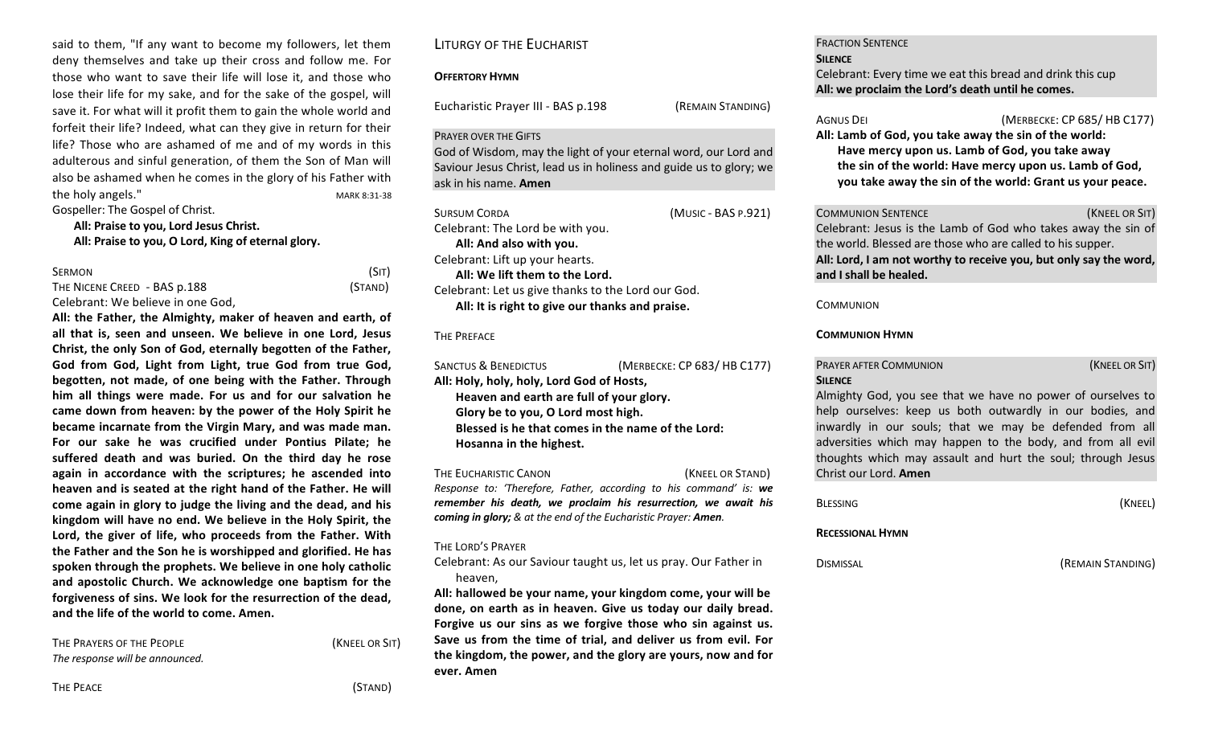said to them, "If any want to become my followers, let them deny themselves and take up their cross and follow me. For those who want to save their life will lose it, and those who lose their life for my sake, and for the sake of the gospel, will save it. For what will it profit them to gain the whole world and forfeit their life? Indeed, what can they give in return for their life? Those who are ashamed of me and of my words in this adulterous and sinful generation, of them the Son of Man will also be ashamed when he comes in the glory of his Father with the holy angels." MARK 8:31-38

Gospeller: The Gospel of Christ.

**All: Praise to you, Lord Jesus Christ.**
**All: Praise to you, O Lord, King of eternal glory.**

SERMON (SIT)

THE NICENE CREED - BAS p.188 (STAND)

Celebrant: We believe in one God,

**All: the Father, the Almighty, maker of heaven and earth, of all that is, seen and unseen. We believe in one Lord, Jesus Christ, the only Son of God, eternally begotten of the Father, God from God, Light from Light, true God from true God, begotten, not made, of one being with the Father. Through him all things were made. For us and for our salvation he came down from heaven: by the power of the Holy Spirit he became incarnate from the Virgin Mary, and was made man. For our sake he was crucified under Pontius Pilate; he suffered death and was buried. On the third day he rose again in accordance with the scriptures; he ascended into heaven and is seated at the right hand of the Father. He will come again in glory to judge the living and the dead, and his kingdom will have no end. We believe in the Holy Spirit, the Lord, the giver of life, who proceeds from the Father. With the Father and the Son he is worshipped and glorified. He has spoken through the prophets. We believe in one holy catholic and apostolic Church. We acknowledge one baptism for the forgiveness of sins. We look for the resurrection of the dead, and the life of the world to come. Amen.**

THE PRAYERS OF THE PEOPLE (KNEEL OR SIT)

*The response will be announced.*

THE PEACE (STAND)

## LITURGY OF THE EUCHARIST

**OFFERTORY HYMN**

Eucharistic Prayer III - BAS p.198 (REMAIN STANDING)

PRAYER OVER THE GIFTS

God of Wisdom, may the light of your eternal word, our Lord and Saviour Jesus Christ, lead us in holiness and guide us to glory; we ask in his name. **Amen**

SURSUM CORDA (MUSIC - BAS P.921)

Celebrant: The Lord be with you.
**All: And also with you.**
Celebrant: Lift up your hearts.
**All: We lift them to the Lord.**
Celebrant: Let us give thanks to the Lord our God.
**All: It is right to give our thanks and praise.**

THE PREFACE

SANCTUS & BENEDICTUS (MERBECKE: CP 683/ HB C177)

**All: Holy, holy, holy, Lord God of Hosts,**
**Heaven and earth are full of your glory.**
**Glory be to you, O Lord most high.**
**Blessed is he that comes in the name of the Lord:**
**Hosanna in the highest.**

THE EUCHARISTIC CANON (KNEEL OR STAND)

*Response to: 'Therefore, Father, according to his command' is: **we remember his death, we proclaim his resurrection, we await his coming in glory;** & at the end of the Eucharistic Prayer: **Amen**.*

THE LORD'S PRAYER

Celebrant: As our Saviour taught us, let us pray. Our Father in heaven,

**All: hallowed be your name, your kingdom come, your will be done, on earth as in heaven. Give us today our daily bread. Forgive us our sins as we forgive those who sin against us. Save us from the time of trial, and deliver us from evil. For the kingdom, the power, and the glory are yours, now and for ever. Amen**

FRACTION SENTENCE

**SILENCE**

Celebrant: Every time we eat this bread and drink this cup
**All: we proclaim the Lord's death until he comes.**

AGNUS DEI (MERBECKE: CP 685/ HB C177)

**All: Lamb of God, you take away the sin of the world:**
**Have mercy upon us. Lamb of God, you take away the sin of the world: Have mercy upon us. Lamb of God, you take away the sin of the world: Grant us your peace.**

COMMUNION SENTENCE (KNEEL OR SIT)

Celebrant: Jesus is the Lamb of God who takes away the sin of the world. Blessed are those who are called to his supper.
**All: Lord, I am not worthy to receive you, but only say the word, and I shall be healed.**

COMMUNION

**COMMUNION HYMN**

PRAYER AFTER COMMUNION (KNEEL OR SIT)

**SILENCE**

Almighty God, you see that we have no power of ourselves to help ourselves: keep us both outwardly in our bodies, and inwardly in our souls; that we may be defended from all adversities which may happen to the body, and from all evil thoughts which may assault and hurt the soul; through Jesus Christ our Lord. **Amen**

BLESSING (KNEEL)

**RECESSIONAL HYMN**

DISMISSAL (REMAIN STANDING)